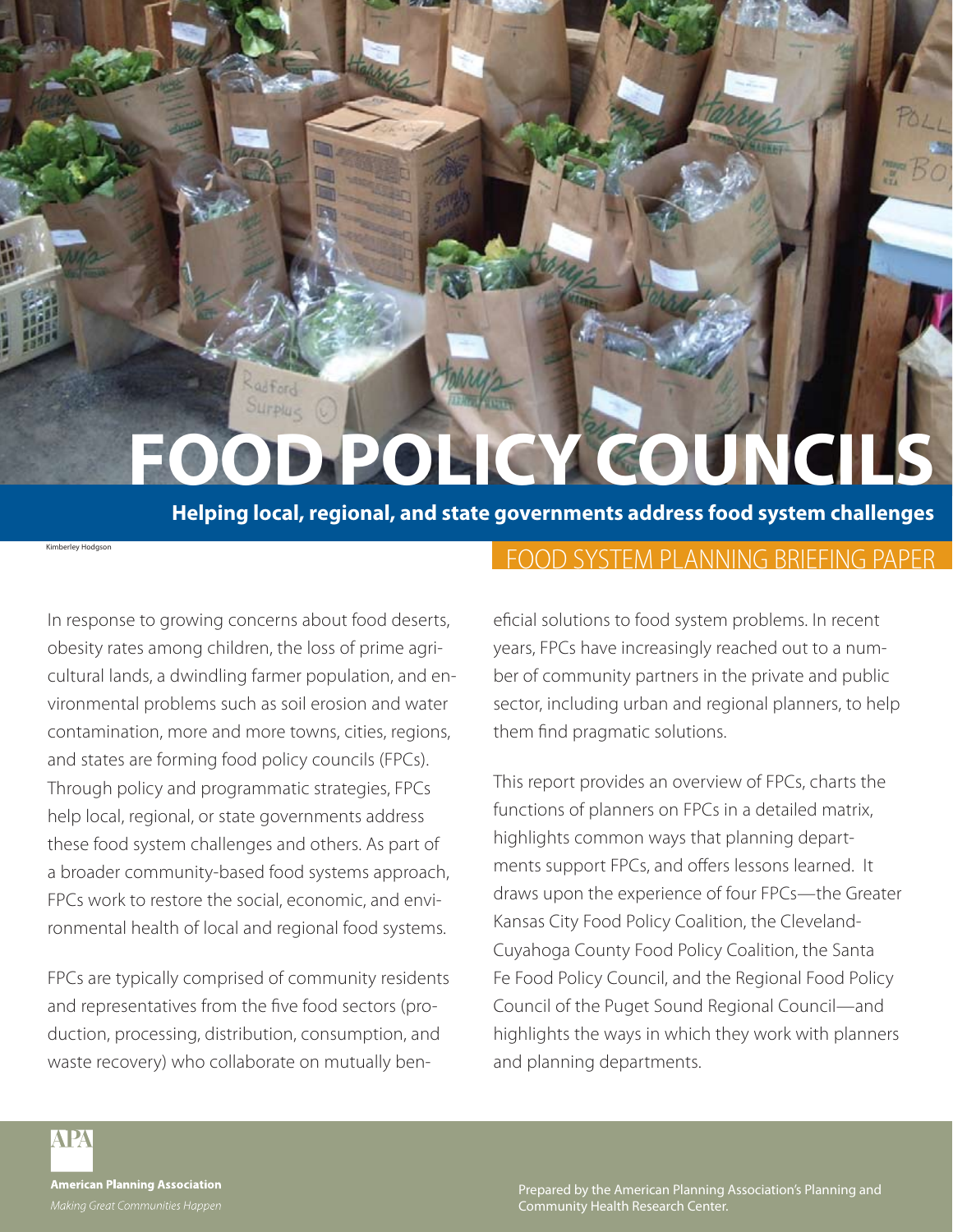# FOOD POLICY COUNCILS

**Helping local, regional, and state governments address food system challenges**

Kimberley Hodgson

## FOOD SYSTEM PLANNING BRIEFING PAPER

In response to growing concerns about food deserts, obesity rates among children, the loss of prime agricultural lands, a dwindling farmer population, and environmental problems such as soil erosion and water contamination, more and more towns, cities, regions, and states are forming food policy councils (FPCs). Through policy and programmatic strategies, FPCs help local, regional, or state governments address these food system challenges and others. As part of a broader community-based food systems approach, FPCs work to restore the social, economic, and environmental health of local and regional food systems.

FPCs are typically comprised of community residents and representatives from the five food sectors (production, processing, distribution, consumption, and waste recovery) who collaborate on mutually beneficial solutions to food system problems. In recent years, FPCs have increasingly reached out to a number of community partners in the private and public sector, including urban and regional planners, to help them find pragmatic solutions.

This report provides an overview of FPCs, charts the functions of planners on FPCs in a detailed matrix, highlights common ways that planning departments support FPCs, and offers lessons learned. It draws upon the experience of four FPCs—the Greater Kansas City Food Policy Coalition, the Cleveland-Cuyahoga County Food Policy Coalition, the Santa Fe Food Policy Council, and the Regional Food Policy Council of the Puget Sound Regional Council—and highlights the ways in which they work with planners and planning departments.

APA

**American Planning Association**

*Making Great Communities Happen*

Prepared by the American Planning Association's Planning and Community Health Research Center.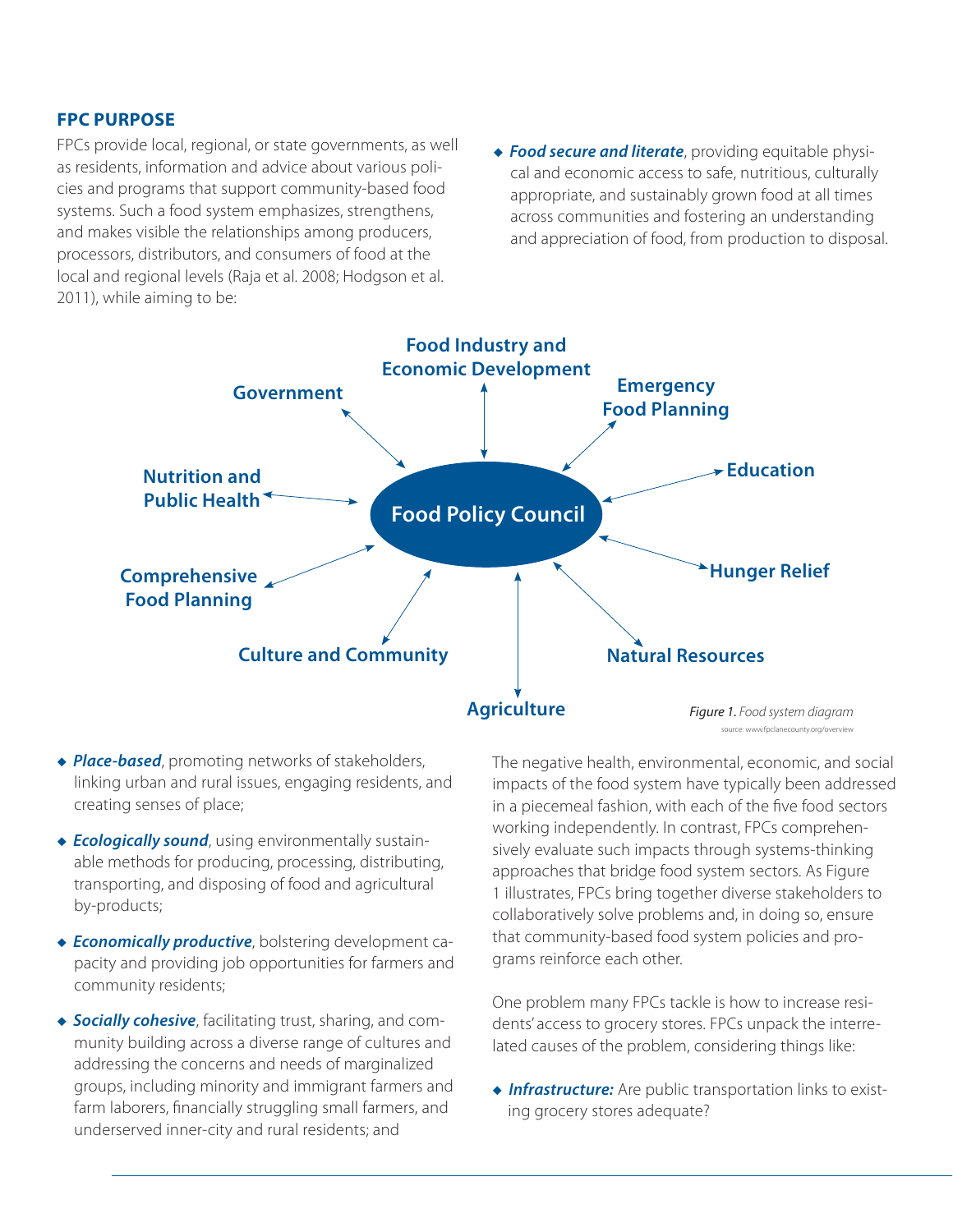## FPC PURPOSE

FPCs provide local, regional, or state governments, as well as residents, information and advice about various policies and programs that support community-based food systems. Such a food system emphasizes, strengthens, and makes visible the relationships among producers, processors, distributors, and consumers of food at the local and regional levels (Raja et al. 2008; Hodgson et al. 2011), while aiming to be:

- ***Place-based***, promoting networks of stakeholders, linking urban and rural issues, engaging residents, and creating senses of place;
- ***Ecologically sound***, using environmentally sustainable methods for producing, processing, distributing, transporting, and disposing of food and agricultural by-products;
- ***Economically productive***, bolstering development capacity and providing job opportunities for farmers and community residents;
- ***Socially cohesive***, facilitating trust, sharing, and community building across a diverse range of cultures and addressing the concerns and needs of marginalized groups, including minority and immigrant farmers and farm laborers, financially struggling small farmers, and underserved inner-city and rural residents; and
- ***Food secure and literate***, providing equitable physical and economic access to safe, nutritious, culturally appropriate, and sustainably grown food at all times across communities and fostering an understanding and appreciation of food, from production to disposal.

Food Policy Council — Food Industry and Economic Development; Emergency Food Planning; Education; Hunger Relief; Natural Resources; Agriculture; Culture and Community; Comprehensive Food Planning; Nutrition and Public Health; Government

*Figure 1. Food system diagram*

source: www.fpclanecounty.org/overview

The negative health, environmental, economic, and social impacts of the food system have typically been addressed in a piecemeal fashion, with each of the five food sectors working independently. In contrast, FPCs comprehensively evaluate such impacts through systems-thinking approaches that bridge food system sectors. As Figure 1 illustrates, FPCs bring together diverse stakeholders to collaboratively solve problems and, in doing so, ensure that community-based food system policies and programs reinforce each other.

One problem many FPCs tackle is how to increase residents' access to grocery stores. FPCs unpack the interrelated causes of the problem, considering things like:

- ***Infrastructure:*** Are public transportation links to existing grocery stores adequate?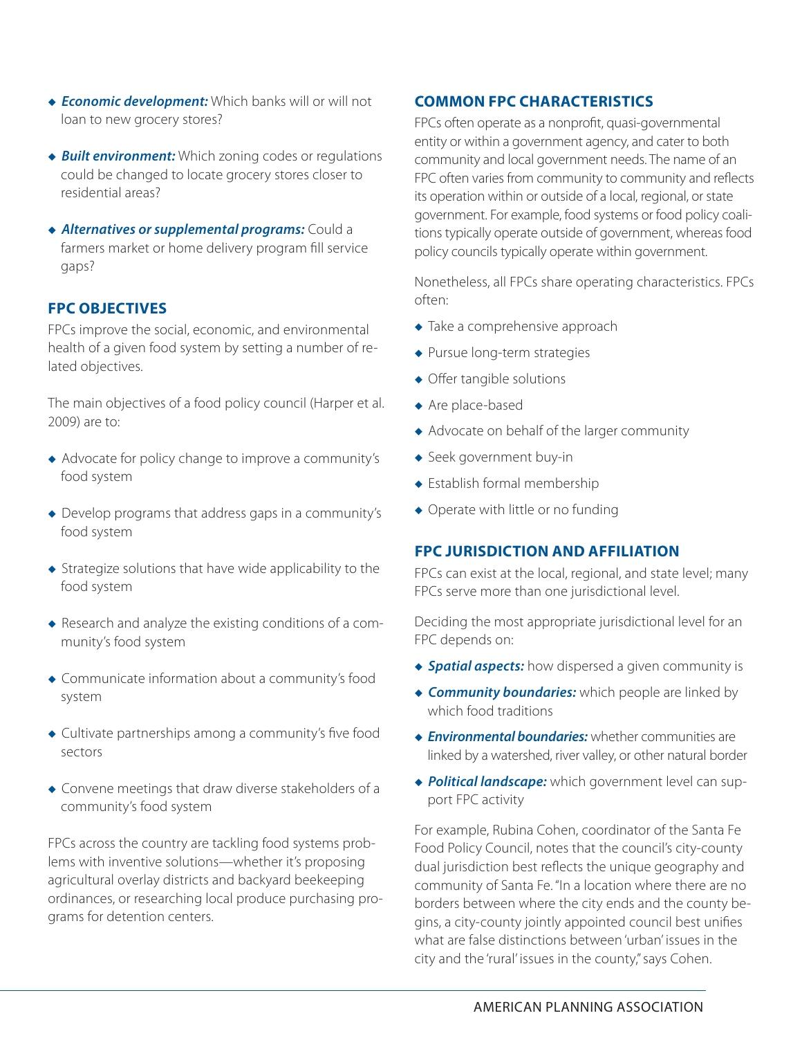- ***Economic development:*** Which banks will or will not loan to new grocery stores?
- ***Built environment:*** Which zoning codes or regulations could be changed to locate grocery stores closer to residential areas?
- ***Alternatives or supplemental programs:*** Could a farmers market or home delivery program fill service gaps?

## FPC OBJECTIVES

FPCs improve the social, economic, and environmental health of a given food system by setting a number of related objectives.

The main objectives of a food policy council (Harper et al. 2009) are to:

- Advocate for policy change to improve a community's food system
- Develop programs that address gaps in a community's food system
- Strategize solutions that have wide applicability to the food system
- Research and analyze the existing conditions of a community's food system
- Communicate information about a community's food system
- Cultivate partnerships among a community's five food sectors
- Convene meetings that draw diverse stakeholders of a community's food system

FPCs across the country are tackling food systems problems with inventive solutions—whether it's proposing agricultural overlay districts and backyard beekeeping ordinances, or researching local produce purchasing programs for detention centers.

## COMMON FPC CHARACTERISTICS

FPCs often operate as a nonprofit, quasi-governmental entity or within a government agency, and cater to both community and local government needs. The name of an FPC often varies from community to community and reflects its operation within or outside of a local, regional, or state government. For example, food systems or food policy coalitions typically operate outside of government, whereas food policy councils typically operate within government.

Nonetheless, all FPCs share operating characteristics. FPCs often:

- Take a comprehensive approach
- Pursue long-term strategies
- Offer tangible solutions
- Are place-based
- Advocate on behalf of the larger community
- Seek government buy-in
- Establish formal membership
- Operate with little or no funding

## FPC JURISDICTION AND AFFILIATION

FPCs can exist at the local, regional, and state level; many FPCs serve more than one jurisdictional level.

Deciding the most appropriate jurisdictional level for an FPC depends on:

- ***Spatial aspects:*** how dispersed a given community is
- ***Community boundaries:*** which people are linked by which food traditions
- ***Environmental boundaries:*** whether communities are linked by a watershed, river valley, or other natural border
- ***Political landscape:*** which government level can support FPC activity

For example, Rubina Cohen, coordinator of the Santa Fe Food Policy Council, notes that the council's city-county dual jurisdiction best reflects the unique geography and community of Santa Fe. "In a location where there are no borders between where the city ends and the county begins, a city-county jointly appointed council best unifies what are false distinctions between 'urban' issues in the city and the 'rural' issues in the county," says Cohen.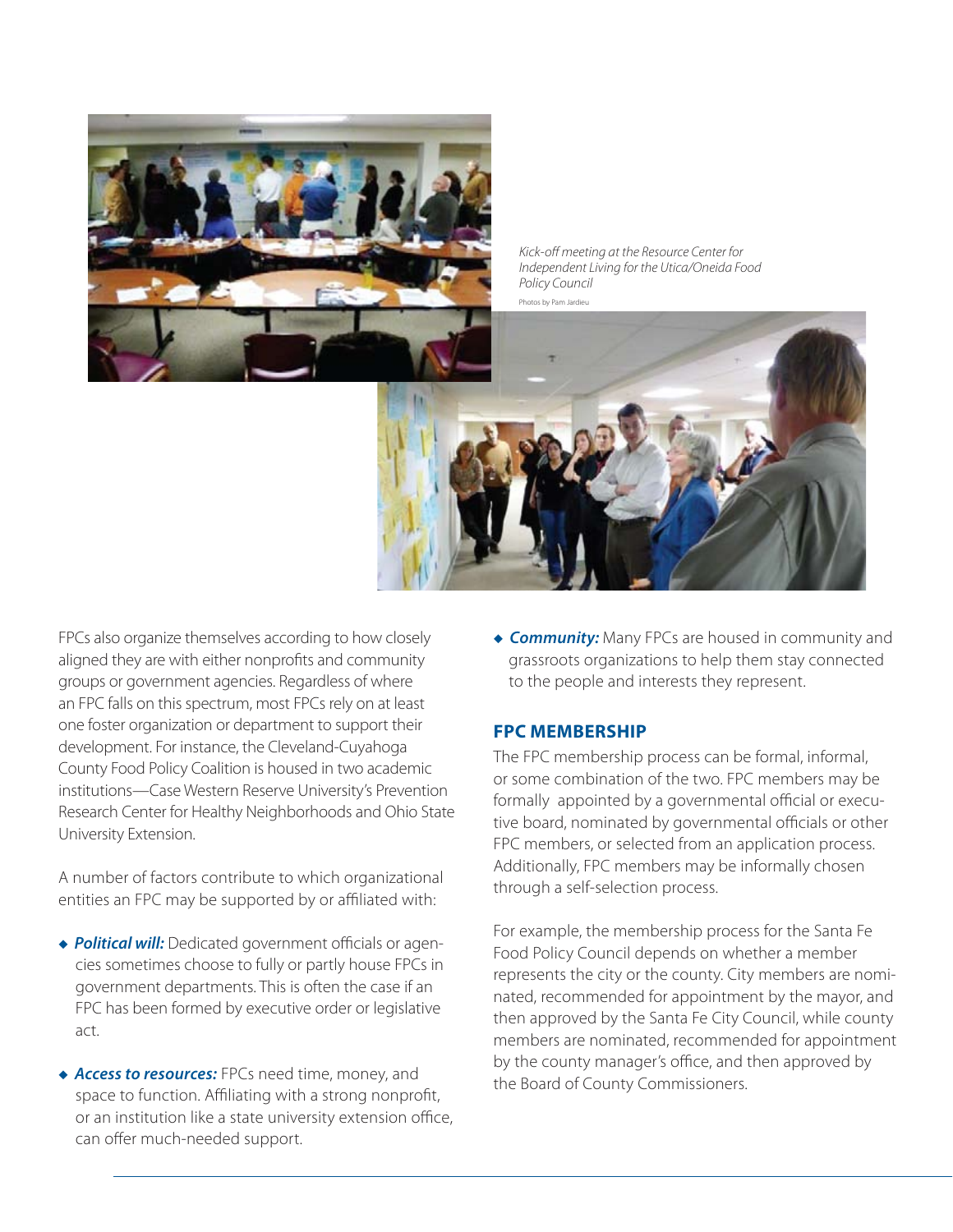Kick-off meeting at the Resource Center for Independent Living for the Utica/Oneida Food Policy Council

Photos by Pam Jardieu

FPCs also organize themselves according to how closely aligned they are with either nonprofits and community groups or government agencies. Regardless of where an FPC falls on this spectrum, most FPCs rely on at least one foster organization or department to support their development. For instance, the Cleveland-Cuyahoga County Food Policy Coalition is housed in two academic institutions—Case Western Reserve University's Prevention Research Center for Healthy Neighborhoods and Ohio State University Extension.

A number of factors contribute to which organizational entities an FPC may be supported by or affiliated with:

- ***Political will:*** Dedicated government officials or agencies sometimes choose to fully or partly house FPCs in government departments. This is often the case if an FPC has been formed by executive order or legislative act.
- ***Access to resources:*** FPCs need time, money, and space to function. Affiliating with a strong nonprofit, or an institution like a state university extension office, can offer much-needed support.
- ***Community:*** Many FPCs are housed in community and grassroots organizations to help them stay connected to the people and interests they represent.

## FPC MEMBERSHIP

The FPC membership process can be formal, informal, or some combination of the two. FPC members may be formally appointed by a governmental official or executive board, nominated by governmental officials or other FPC members, or selected from an application process. Additionally, FPC members may be informally chosen through a self-selection process.

For example, the membership process for the Santa Fe Food Policy Council depends on whether a member represents the city or the county. City members are nominated, recommended for appointment by the mayor, and then approved by the Santa Fe City Council, while county members are nominated, recommended for appointment by the county manager's office, and then approved by the Board of County Commissioners.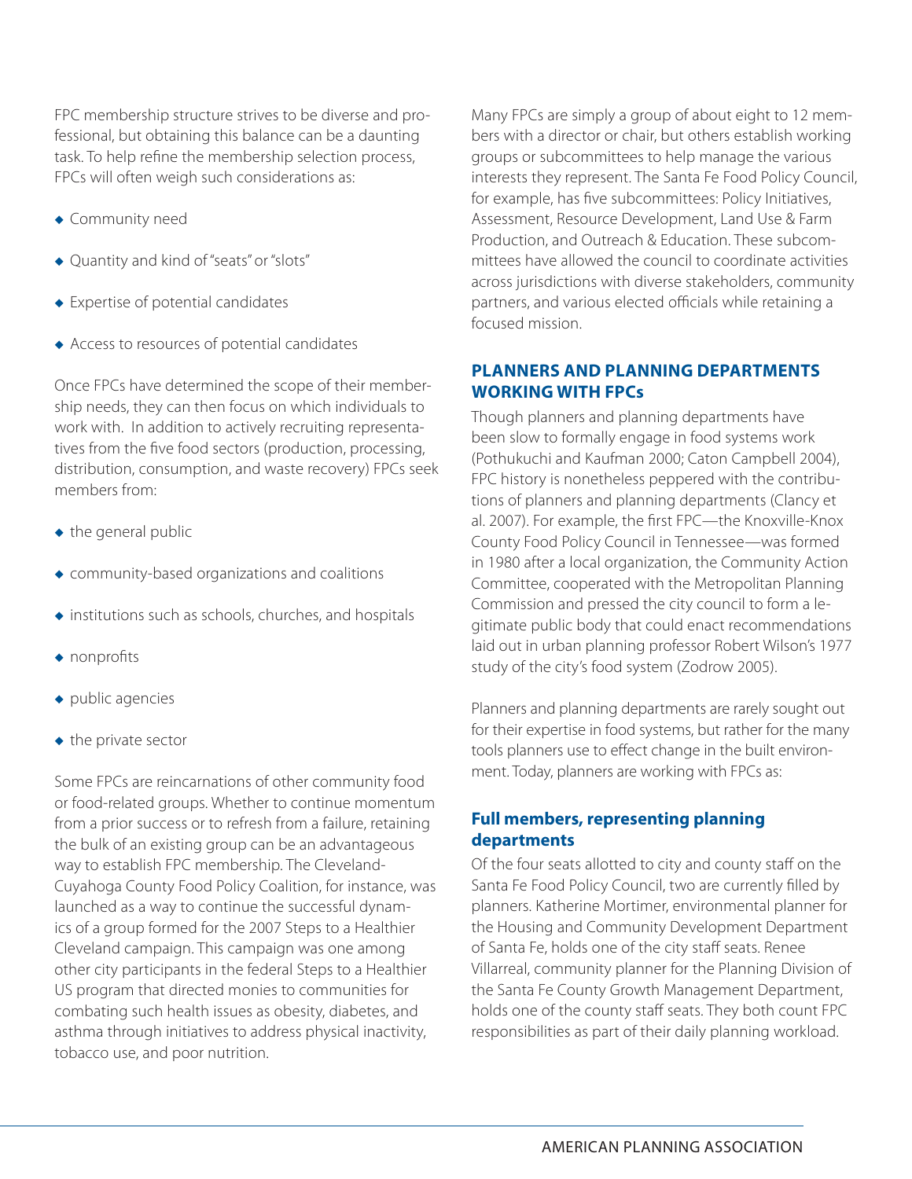FPC membership structure strives to be diverse and professional, but obtaining this balance can be a daunting task. To help refine the membership selection process, FPCs will often weigh such considerations as:

- Community need
- Quantity and kind of "seats" or "slots"
- Expertise of potential candidates
- Access to resources of potential candidates

Once FPCs have determined the scope of their membership needs, they can then focus on which individuals to work with. In addition to actively recruiting representatives from the five food sectors (production, processing, distribution, consumption, and waste recovery) FPCs seek members from:

- the general public
- community-based organizations and coalitions
- institutions such as schools, churches, and hospitals
- nonprofits
- public agencies
- the private sector

Some FPCs are reincarnations of other community food or food-related groups. Whether to continue momentum from a prior success or to refresh from a failure, retaining the bulk of an existing group can be an advantageous way to establish FPC membership. The Cleveland-Cuyahoga County Food Policy Coalition, for instance, was launched as a way to continue the successful dynamics of a group formed for the 2007 Steps to a Healthier Cleveland campaign. This campaign was one among other city participants in the federal Steps to a Healthier US program that directed monies to communities for combating such health issues as obesity, diabetes, and asthma through initiatives to address physical inactivity, tobacco use, and poor nutrition.

Many FPCs are simply a group of about eight to 12 members with a director or chair, but others establish working groups or subcommittees to help manage the various interests they represent. The Santa Fe Food Policy Council, for example, has five subcommittees: Policy Initiatives, Assessment, Resource Development, Land Use & Farm Production, and Outreach & Education. These subcommittees have allowed the council to coordinate activities across jurisdictions with diverse stakeholders, community partners, and various elected officials while retaining a focused mission.

## PLANNERS AND PLANNING DEPARTMENTS WORKING WITH FPCs

Though planners and planning departments have been slow to formally engage in food systems work (Pothukuchi and Kaufman 2000; Caton Campbell 2004), FPC history is nonetheless peppered with the contributions of planners and planning departments (Clancy et al. 2007). For example, the first FPC—the Knoxville-Knox County Food Policy Council in Tennessee—was formed in 1980 after a local organization, the Community Action Committee, cooperated with the Metropolitan Planning Commission and pressed the city council to form a legitimate public body that could enact recommendations laid out in urban planning professor Robert Wilson's 1977 study of the city's food system (Zodrow 2005).

Planners and planning departments are rarely sought out for their expertise in food systems, but rather for the many tools planners use to effect change in the built environment. Today, planners are working with FPCs as:

### Full members, representing planning departments

Of the four seats allotted to city and county staff on the Santa Fe Food Policy Council, two are currently filled by planners. Katherine Mortimer, environmental planner for the Housing and Community Development Department of Santa Fe, holds one of the city staff seats. Renee Villarreal, community planner for the Planning Division of the Santa Fe County Growth Management Department, holds one of the county staff seats. They both count FPC responsibilities as part of their daily planning workload.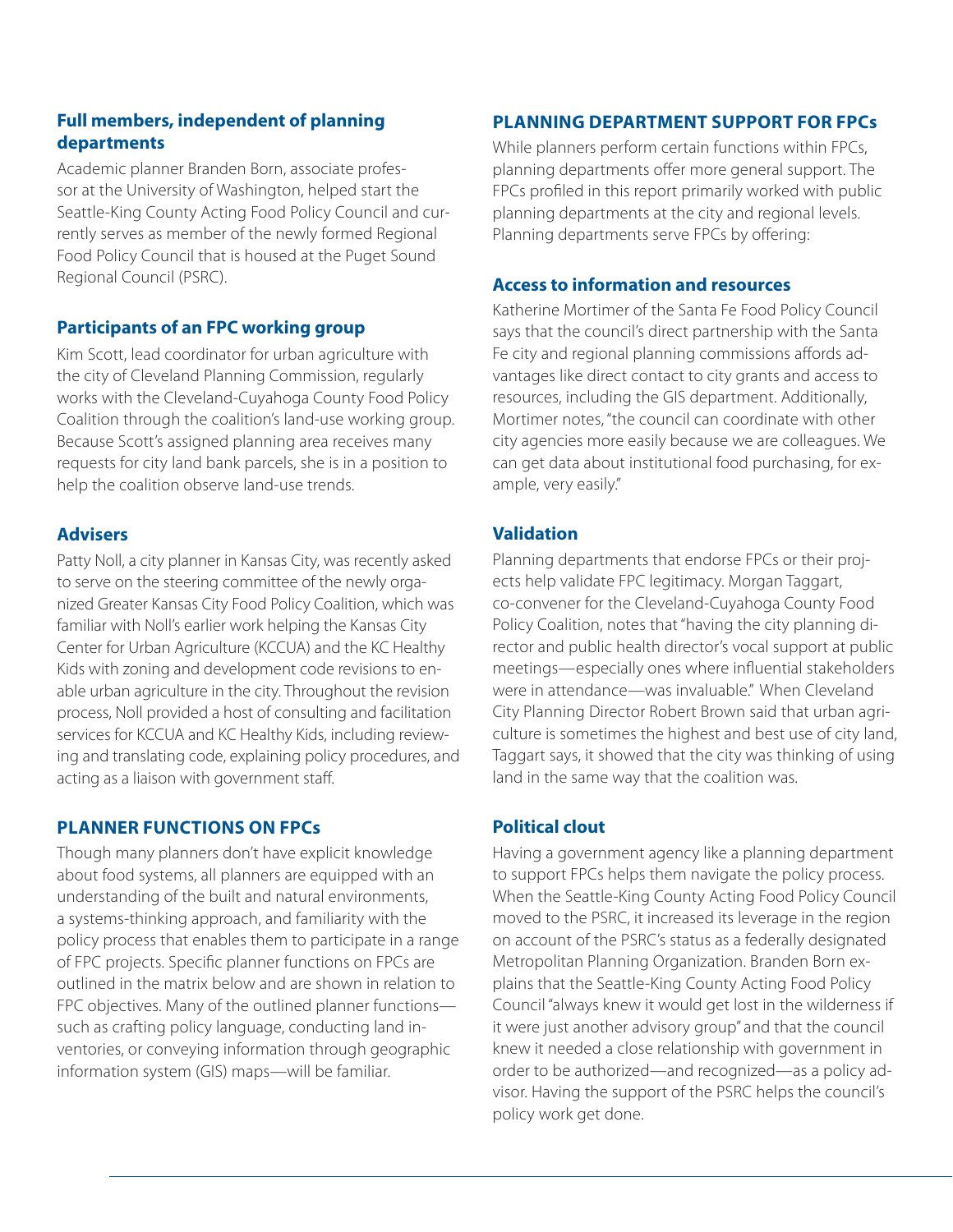### Full members, independent of planning departments

Academic planner Branden Born, associate professor at the University of Washington, helped start the Seattle-King County Acting Food Policy Council and currently serves as member of the newly formed Regional Food Policy Council that is housed at the Puget Sound Regional Council (PSRC).

### Participants of an FPC working group

Kim Scott, lead coordinator for urban agriculture with the city of Cleveland Planning Commission, regularly works with the Cleveland-Cuyahoga County Food Policy Coalition through the coalition's land-use working group. Because Scott's assigned planning area receives many requests for city land bank parcels, she is in a position to help the coalition observe land-use trends.

### Advisers

Patty Noll, a city planner in Kansas City, was recently asked to serve on the steering committee of the newly organized Greater Kansas City Food Policy Coalition, which was familiar with Noll's earlier work helping the Kansas City Center for Urban Agriculture (KCCUA) and the KC Healthy Kids with zoning and development code revisions to enable urban agriculture in the city. Throughout the revision process, Noll provided a host of consulting and facilitation services for KCCUA and KC Healthy Kids, including reviewing and translating code, explaining policy procedures, and acting as a liaison with government staff.

## PLANNER FUNCTIONS ON FPCs

Though many planners don't have explicit knowledge about food systems, all planners are equipped with an understanding of the built and natural environments, a systems-thinking approach, and familiarity with the policy process that enables them to participate in a range of FPC projects. Specific planner functions on FPCs are outlined in the matrix below and are shown in relation to FPC objectives. Many of the outlined planner functions—such as crafting policy language, conducting land inventories, or conveying information through geographic information system (GIS) maps—will be familiar.

## PLANNING DEPARTMENT SUPPORT FOR FPCs

While planners perform certain functions within FPCs, planning departments offer more general support. The FPCs profiled in this report primarily worked with public planning departments at the city and regional levels. Planning departments serve FPCs by offering:

### Access to information and resources

Katherine Mortimer of the Santa Fe Food Policy Council says that the council's direct partnership with the Santa Fe city and regional planning commissions affords advantages like direct contact to city grants and access to resources, including the GIS department. Additionally, Mortimer notes, "the council can coordinate with other city agencies more easily because we are colleagues. We can get data about institutional food purchasing, for example, very easily."

### Validation

Planning departments that endorse FPCs or their projects help validate FPC legitimacy. Morgan Taggart, co-convener for the Cleveland-Cuyahoga County Food Policy Coalition, notes that "having the city planning director and public health director's vocal support at public meetings—especially ones where influential stakeholders were in attendance—was invaluable." When Cleveland City Planning Director Robert Brown said that urban agriculture is sometimes the highest and best use of city land, Taggart says, it showed that the city was thinking of using land in the same way that the coalition was.

### Political clout

Having a government agency like a planning department to support FPCs helps them navigate the policy process. When the Seattle-King County Acting Food Policy Council moved to the PSRC, it increased its leverage in the region on account of the PSRC's status as a federally designated Metropolitan Planning Organization. Branden Born explains that the Seattle-King County Acting Food Policy Council "always knew it would get lost in the wilderness if it were just another advisory group" and that the council knew it needed a close relationship with government in order to be authorized—and recognized—as a policy advisor. Having the support of the PSRC helps the council's policy work get done.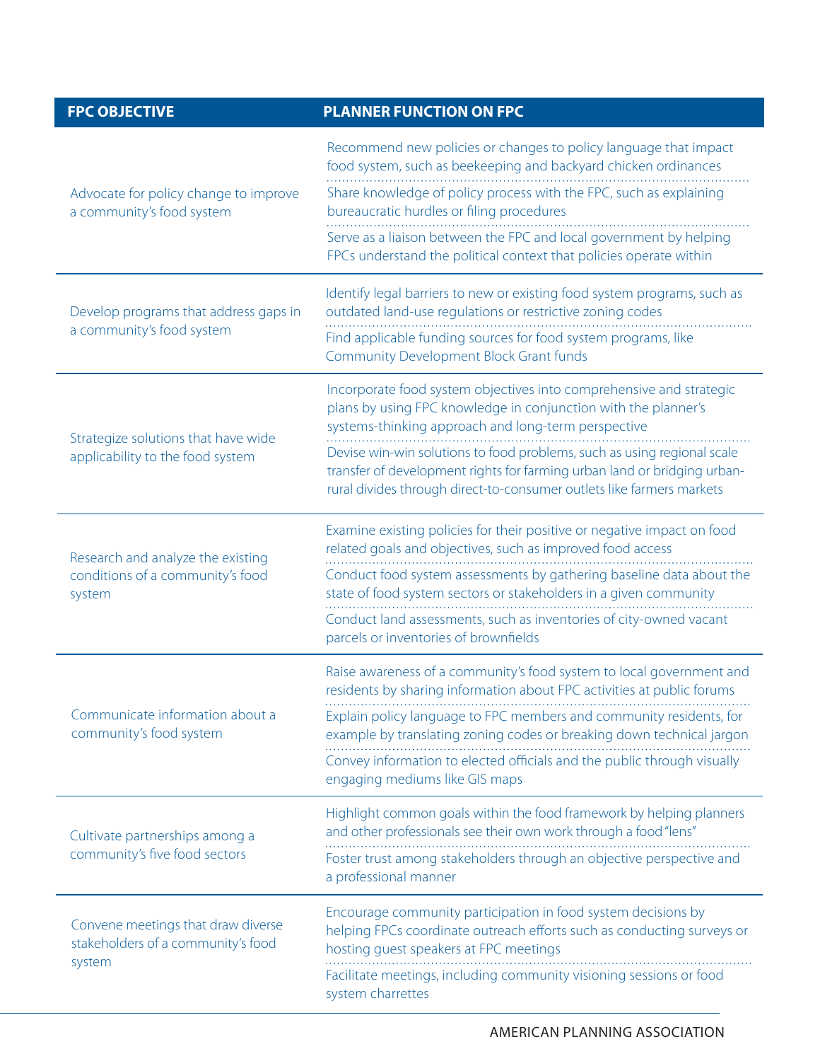| FPC OBJECTIVE | PLANNER FUNCTION ON FPC |
|---|---|
| Advocate for policy change to improve a community's food system | Recommend new policies or changes to policy language that impact food system, such as beekeeping and backyard chicken ordinances |
| | Share knowledge of policy process with the FPC, such as explaining bureaucratic hurdles or filing procedures |
| | Serve as a liaison between the FPC and local government by helping FPCs understand the political context that policies operate within |
| Develop programs that address gaps in a community's food system | Identify legal barriers to new or existing food system programs, such as outdated land-use regulations or restrictive zoning codes |
| | Find applicable funding sources for food system programs, like Community Development Block Grant funds |
| Strategize solutions that have wide applicability to the food system | Incorporate food system objectives into comprehensive and strategic plans by using FPC knowledge in conjunction with the planner's systems-thinking approach and long-term perspective |
| | Devise win-win solutions to food problems, such as using regional scale transfer of development rights for farming urban land or bridging urban-rural divides through direct-to-consumer outlets like farmers markets |
| Research and analyze the existing conditions of a community's food system | Examine existing policies for their positive or negative impact on food related goals and objectives, such as improved food access |
| | Conduct food system assessments by gathering baseline data about the state of food system sectors or stakeholders in a given community |
| | Conduct land assessments, such as inventories of city-owned vacant parcels or inventories of brownfields |
| Communicate information about a community's food system | Raise awareness of a community's food system to local government and residents by sharing information about FPC activities at public forums |
| | Explain policy language to FPC members and community residents, for example by translating zoning codes or breaking down technical jargon |
| | Convey information to elected officials and the public through visually engaging mediums like GIS maps |
| Cultivate partnerships among a community's five food sectors | Highlight common goals within the food framework by helping planners and other professionals see their own work through a food "lens" |
| | Foster trust among stakeholders through an objective perspective and a professional manner |
| Convene meetings that draw diverse stakeholders of a community's food system | Encourage community participation in food system decisions by helping FPCs coordinate outreach efforts such as conducting surveys or hosting guest speakers at FPC meetings |
| | Facilitate meetings, including community visioning sessions or food system charrettes |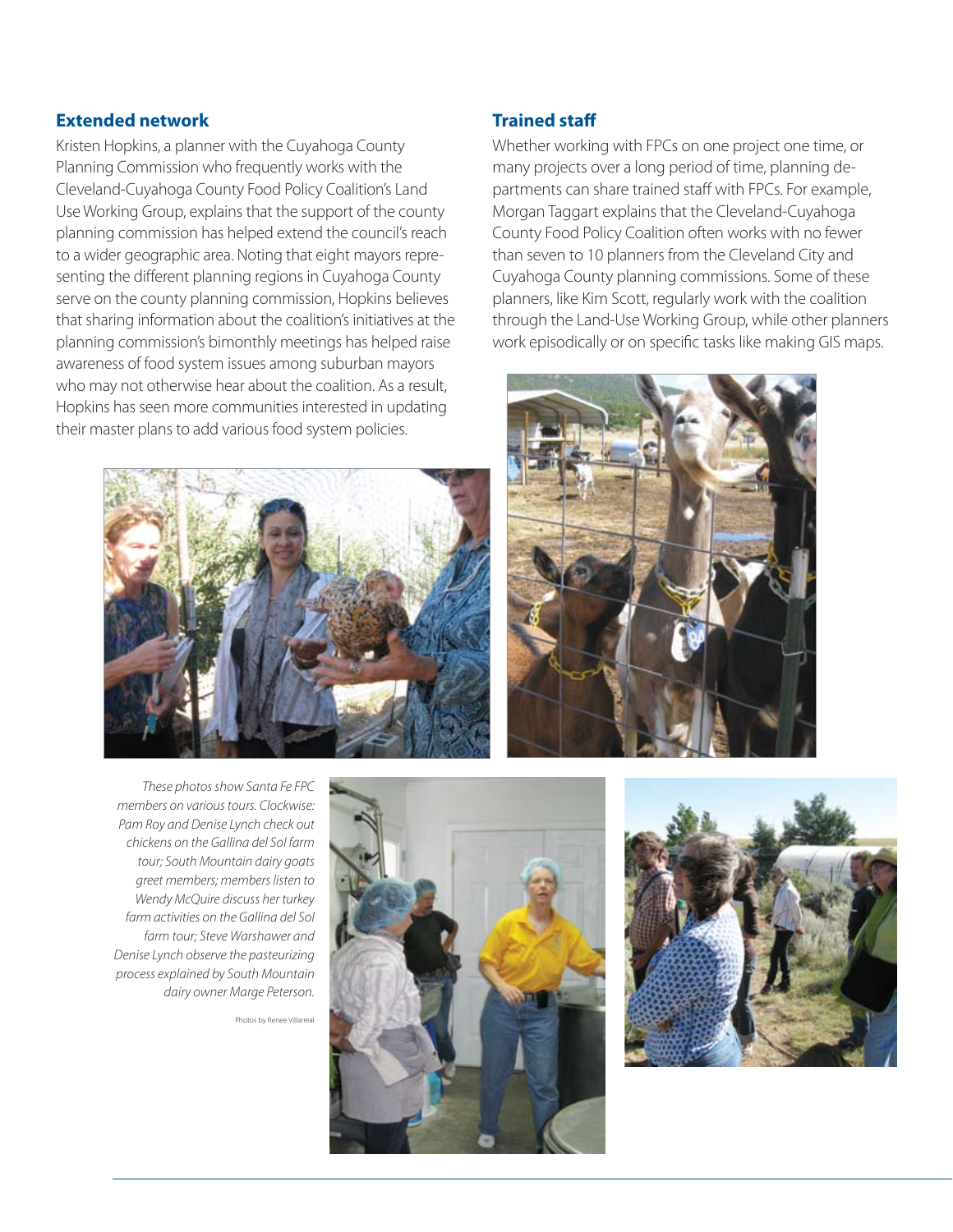## Extended network

Kristen Hopkins, a planner with the Cuyahoga County Planning Commission who frequently works with the Cleveland-Cuyahoga County Food Policy Coalition's Land Use Working Group, explains that the support of the county planning commission has helped extend the council's reach to a wider geographic area. Noting that eight mayors representing the different planning regions in Cuyahoga County serve on the county planning commission, Hopkins believes that sharing information about the coalition's initiatives at the planning commission's bimonthly meetings has helped raise awareness of food system issues among suburban mayors who may not otherwise hear about the coalition. As a result, Hopkins has seen more communities interested in updating their master plans to add various food system policies.

## Trained staff

Whether working with FPCs on one project one time, or many projects over a long period of time, planning departments can share trained staff with FPCs. For example, Morgan Taggart explains that the Cleveland-Cuyahoga County Food Policy Coalition often works with no fewer than seven to 10 planners from the Cleveland City and Cuyahoga County planning commissions. Some of these planners, like Kim Scott, regularly work with the coalition through the Land-Use Working Group, while other planners work episodically or on specific tasks like making GIS maps.

*These photos show Santa Fe FPC members on various tours. Clockwise: Pam Roy and Denise Lynch check out chickens on the Gallina del Sol farm tour; South Mountain dairy goats greet members; members listen to Wendy McQuire discuss her turkey farm activities on the Gallina del Sol farm tour; Steve Warshawer and Denise Lynch observe the pasteurizing process explained by South Mountain dairy owner Marge Peterson.*

Photos by Renee Villarreal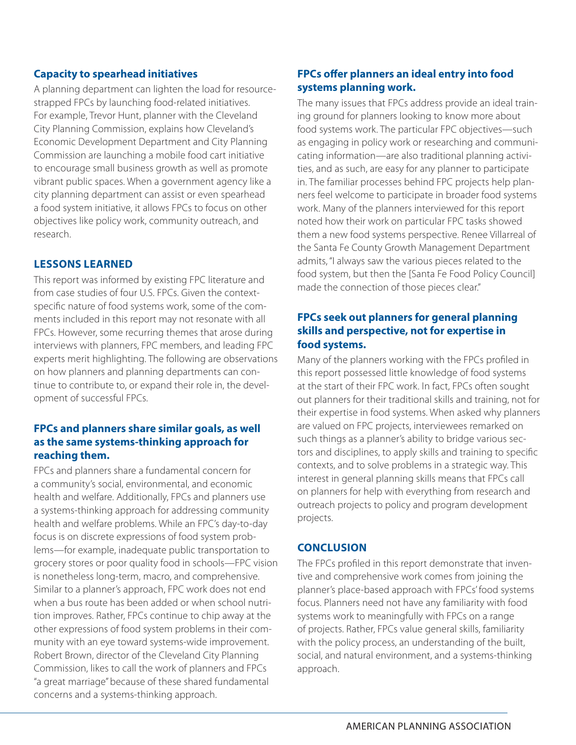### Capacity to spearhead initiatives

A planning department can lighten the load for resource-strapped FPCs by launching food-related initiatives. For example, Trevor Hunt, planner with the Cleveland City Planning Commission, explains how Cleveland's Economic Development Department and City Planning Commission are launching a mobile food cart initiative to encourage small business growth as well as promote vibrant public spaces. When a government agency like a city planning department can assist or even spearhead a food system initiative, it allows FPCs to focus on other objectives like policy work, community outreach, and research.

## LESSONS LEARNED

This report was informed by existing FPC literature and from case studies of four U.S. FPCs. Given the context-specific nature of food systems work, some of the comments included in this report may not resonate with all FPCs. However, some recurring themes that arose during interviews with planners, FPC members, and leading FPC experts merit highlighting. The following are observations on how planners and planning departments can continue to contribute to, or expand their role in, the development of successful FPCs.

### FPCs and planners share similar goals, as well as the same systems-thinking approach for reaching them.

FPCs and planners share a fundamental concern for a community's social, environmental, and economic health and welfare. Additionally, FPCs and planners use a systems-thinking approach for addressing community health and welfare problems. While an FPC's day-to-day focus is on discrete expressions of food system problems—for example, inadequate public transportation to grocery stores or poor quality food in schools—FPC vision is nonetheless long-term, macro, and comprehensive. Similar to a planner's approach, FPC work does not end when a bus route has been added or when school nutrition improves. Rather, FPCs continue to chip away at the other expressions of food system problems in their community with an eye toward systems-wide improvement. Robert Brown, director of the Cleveland City Planning Commission, likes to call the work of planners and FPCs "a great marriage" because of these shared fundamental concerns and a systems-thinking approach.

### FPCs offer planners an ideal entry into food systems planning work.

The many issues that FPCs address provide an ideal training ground for planners looking to know more about food systems work. The particular FPC objectives—such as engaging in policy work or researching and communicating information—are also traditional planning activities, and as such, are easy for any planner to participate in. The familiar processes behind FPC projects help planners feel welcome to participate in broader food systems work. Many of the planners interviewed for this report noted how their work on particular FPC tasks showed them a new food systems perspective. Renee Villarreal of the Santa Fe County Growth Management Department admits, "I always saw the various pieces related to the food system, but then the [Santa Fe Food Policy Council] made the connection of those pieces clear."

### FPCs seek out planners for general planning skills and perspective, not for expertise in food systems.

Many of the planners working with the FPCs profiled in this report possessed little knowledge of food systems at the start of their FPC work. In fact, FPCs often sought out planners for their traditional skills and training, not for their expertise in food systems. When asked why planners are valued on FPC projects, interviewees remarked on such things as a planner's ability to bridge various sectors and disciplines, to apply skills and training to specific contexts, and to solve problems in a strategic way. This interest in general planning skills means that FPCs call on planners for help with everything from research and outreach projects to policy and program development projects.

## CONCLUSION

The FPCs profiled in this report demonstrate that inventive and comprehensive work comes from joining the planner's place-based approach with FPCs' food systems focus. Planners need not have any familiarity with food systems work to meaningfully with FPCs on a range of projects. Rather, FPCs value general skills, familiarity with the policy process, an understanding of the built, social, and natural environment, and a systems-thinking approach.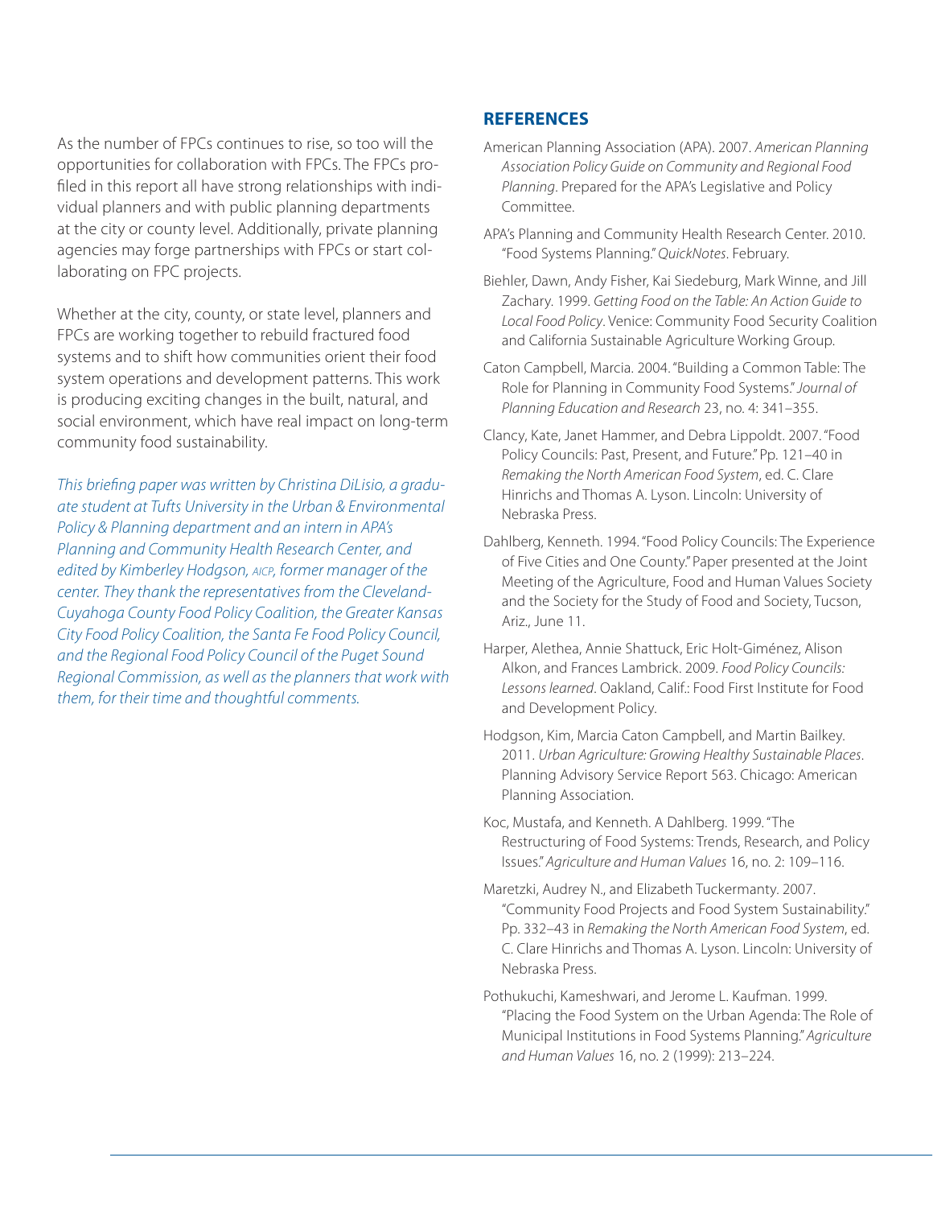As the number of FPCs continues to rise, so too will the opportunities for collaboration with FPCs. The FPCs profiled in this report all have strong relationships with individual planners and with public planning departments at the city or county level. Additionally, private planning agencies may forge partnerships with FPCs or start collaborating on FPC projects.

Whether at the city, county, or state level, planners and FPCs are working together to rebuild fractured food systems and to shift how communities orient their food system operations and development patterns. This work is producing exciting changes in the built, natural, and social environment, which have real impact on long-term community food sustainability.

*This briefing paper was written by Christina DiLisio, a graduate student at Tufts University in the Urban & Environmental Policy & Planning department and an intern in APA's Planning and Community Health Research Center, and edited by Kimberley Hodgson, AICP, former manager of the center. They thank the representatives from the Cleveland-Cuyahoga County Food Policy Coalition, the Greater Kansas City Food Policy Coalition, the Santa Fe Food Policy Council, and the Regional Food Policy Council of the Puget Sound Regional Commission, as well as the planners that work with them, for their time and thoughtful comments.*

## REFERENCES

American Planning Association (APA). 2007. *American Planning Association Policy Guide on Community and Regional Food Planning*. Prepared for the APA's Legislative and Policy Committee.

APA's Planning and Community Health Research Center. 2010. "Food Systems Planning." *QuickNotes*. February.

Biehler, Dawn, Andy Fisher, Kai Siedeburg, Mark Winne, and Jill Zachary. 1999. *Getting Food on the Table: An Action Guide to Local Food Policy*. Venice: Community Food Security Coalition and California Sustainable Agriculture Working Group.

Caton Campbell, Marcia. 2004. "Building a Common Table: The Role for Planning in Community Food Systems." *Journal of Planning Education and Research* 23, no. 4: 341–355.

Clancy, Kate, Janet Hammer, and Debra Lippoldt. 2007. "Food Policy Councils: Past, Present, and Future." Pp. 121–40 in *Remaking the North American Food System*, ed. C. Clare Hinrichs and Thomas A. Lyson. Lincoln: University of Nebraska Press.

Dahlberg, Kenneth. 1994. "Food Policy Councils: The Experience of Five Cities and One County." Paper presented at the Joint Meeting of the Agriculture, Food and Human Values Society and the Society for the Study of Food and Society, Tucson, Ariz., June 11.

Harper, Alethea, Annie Shattuck, Eric Holt-Giménez, Alison Alkon, and Frances Lambrick. 2009. *Food Policy Councils: Lessons learned*. Oakland, Calif.: Food First Institute for Food and Development Policy.

Hodgson, Kim, Marcia Caton Campbell, and Martin Bailkey. 2011. *Urban Agriculture: Growing Healthy Sustainable Places*. Planning Advisory Service Report 563. Chicago: American Planning Association.

Koc, Mustafa, and Kenneth. A Dahlberg. 1999. "The Restructuring of Food Systems: Trends, Research, and Policy Issues." *Agriculture and Human Values* 16, no. 2: 109–116.

Maretzki, Audrey N., and Elizabeth Tuckermanty. 2007. "Community Food Projects and Food System Sustainability." Pp. 332–43 in *Remaking the North American Food System*, ed. C. Clare Hinrichs and Thomas A. Lyson. Lincoln: University of Nebraska Press.

Pothukuchi, Kameshwari, and Jerome L. Kaufman. 1999. "Placing the Food System on the Urban Agenda: The Role of Municipal Institutions in Food Systems Planning." *Agriculture and Human Values* 16, no. 2 (1999): 213–224.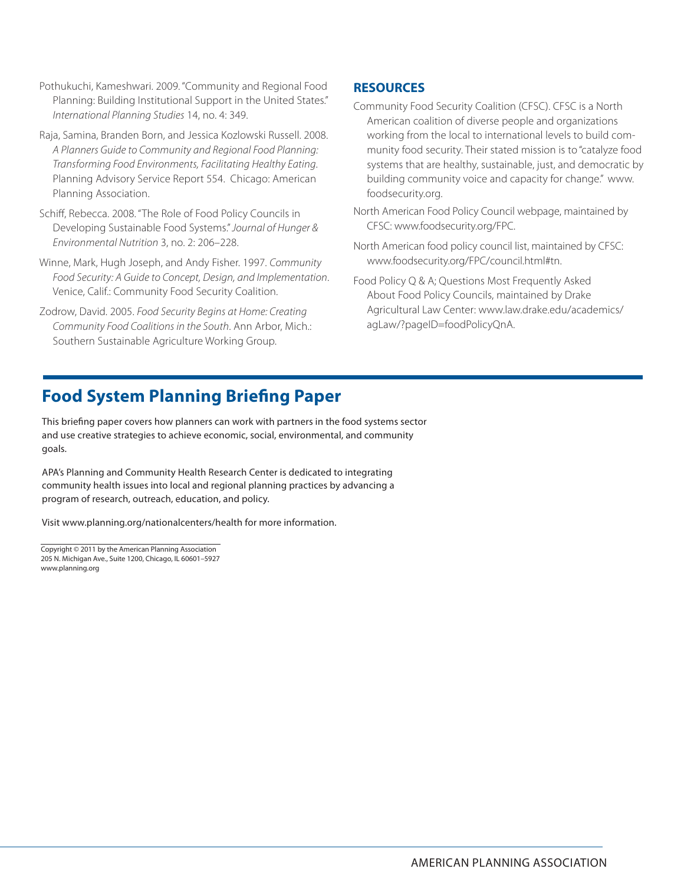Pothukuchi, Kameshwari. 2009. "Community and Regional Food Planning: Building Institutional Support in the United States." *International Planning Studies* 14, no. 4: 349.

Raja, Samina, Branden Born, and Jessica Kozlowski Russell. 2008. *A Planners Guide to Community and Regional Food Planning: Transforming Food Environments, Facilitating Healthy Eating.* Planning Advisory Service Report 554. Chicago: American Planning Association.

Schiff, Rebecca. 2008. "The Role of Food Policy Councils in Developing Sustainable Food Systems." *Journal of Hunger & Environmental Nutrition* 3, no. 2: 206–228.

Winne, Mark, Hugh Joseph, and Andy Fisher. 1997. *Community Food Security: A Guide to Concept, Design, and Implementation*. Venice, Calif.: Community Food Security Coalition.

Zodrow, David. 2005. *Food Security Begins at Home: Creating Community Food Coalitions in the South*. Ann Arbor, Mich.: Southern Sustainable Agriculture Working Group.

## RESOURCES

Community Food Security Coalition (CFSC). CFSC is a North American coalition of diverse people and organizations working from the local to international levels to build community food security. Their stated mission is to "catalyze food systems that are healthy, sustainable, just, and democratic by building community voice and capacity for change." www.foodsecurity.org.

North American Food Policy Council webpage, maintained by CFSC: www.foodsecurity.org/FPC.

North American food policy council list, maintained by CFSC: www.foodsecurity.org/FPC/council.html#tn.

Food Policy Q & A; Questions Most Frequently Asked About Food Policy Councils, maintained by Drake Agricultural Law Center: www.law.drake.edu/academics/agLaw/?pageID=foodPolicyQnA.

# Food System Planning Briefing Paper

This briefing paper covers how planners can work with partners in the food systems sector and use creative strategies to achieve economic, social, environmental, and community goals.

APA's Planning and Community Health Research Center is dedicated to integrating community health issues into local and regional planning practices by advancing a program of research, outreach, education, and policy.

Visit www.planning.org/nationalcenters/health for more information.

Copyright © 2011 by the American Planning Association
205 N. Michigan Ave., Suite 1200, Chicago, IL 60601–5927
www.planning.org